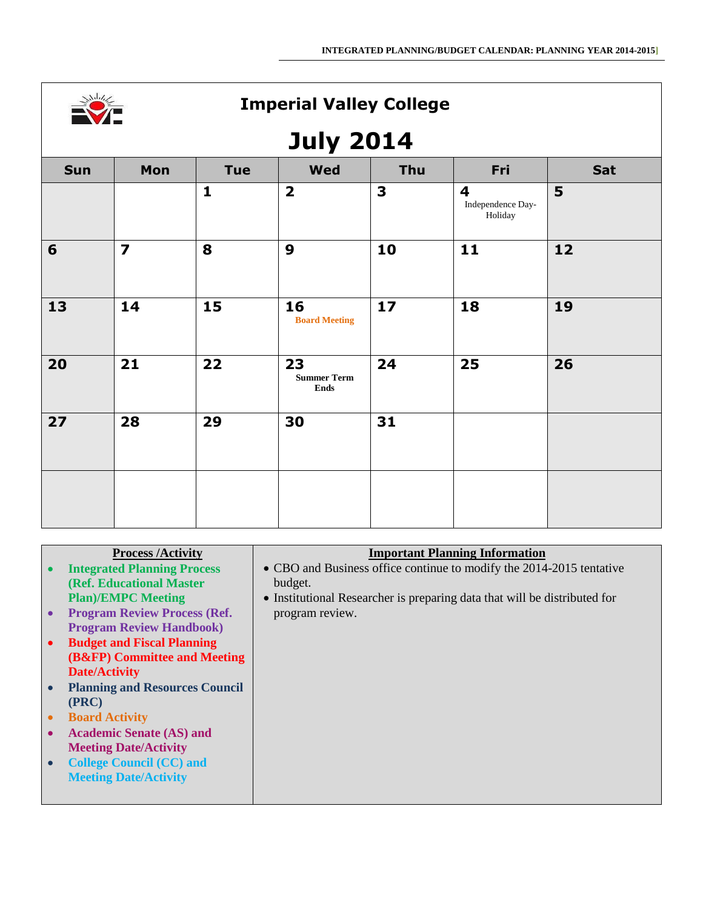# Imperial Valley College

## July 2014

| Sun | Mon | Tue | Wed | Thu | Fri | Sat |
|---|---|---|---|---|---|---|
| | | 1 | 2 | 3 | 4 Independence Day- Holiday | 5 |
| 6 | 7 | 8 | 9 | 10 | 11 | 12 |
| 13 | 14 | 15 | 16 **Board Meeting** | 17 | 18 | 19 |
| 20 | 21 | 22 | 23 **Summer Term Ends** | 24 | 25 | 26 |
| 27 | 28 | 29 | 30 | 31 | | |
| | | | | | | |

| Process /Activity | Important Planning Information |
|---|---|
| • **Integrated Planning Process (Ref. Educational Master Plan)/EMPC Meeting**<br>• **Program Review Process (Ref. Program Review Handbook)**<br>• **Budget and Fiscal Planning (B&FP) Committee and Meeting Date/Activity**<br>• **Planning and Resources Council (PRC)**<br>• **Board Activity**<br>• **Academic Senate (AS) and Meeting Date/Activity**<br>• **College Council (CC) and Meeting Date/Activity** | • CBO and Business office continue to modify the 2014-2015 tentative budget.<br>• Institutional Researcher is preparing data that will be distributed for program review. |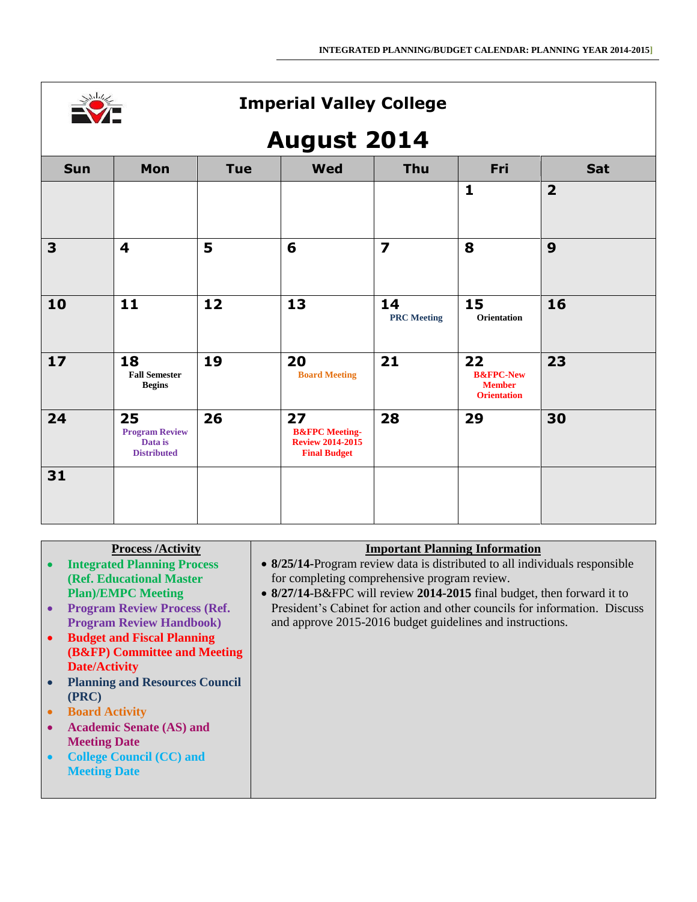# Imperial Valley College

## August 2014

| Sun | Mon | Tue | Wed | Thu | Fri | Sat |
|---|---|---|---|---|---|---|
| | | | | | 1 | 2 |
| 3 | 4 | 5 | 6 | 7 | 8 | 9 |
| 10 | 11 | 12 | 13 | 14 PRC Meeting | 15 Orientation | 16 |
| 17 | 18 Fall Semester Begins | 19 | 20 Board Meeting | 21 | 22 B&FPC-New Member Orientation | 23 |
| 24 | 25 Program Review Data is Distributed | 26 | 27 B&FPC Meeting-Review 2014-2015 Final Budget | 28 | 29 | 30 |
| 31 | | | | | | |

**Process /Activity**

- Integrated Planning Process (Ref. Educational Master Plan)/EMPC Meeting
- Program Review Process (Ref. Program Review Handbook)
- Budget and Fiscal Planning (B&FP) Committee and Meeting Date/Activity
- Planning and Resources Council (PRC)
- Board Activity
- Academic Senate (AS) and Meeting Date
- College Council (CC) and Meeting Date

**Important Planning Information**

- **8/25/14**-Program review data is distributed to all individuals responsible for completing comprehensive program review.
- **8/27/14**-B&FPC will review **2014-2015** final budget, then forward it to President's Cabinet for action and other councils for information. Discuss and approve 2015-2016 budget guidelines and instructions.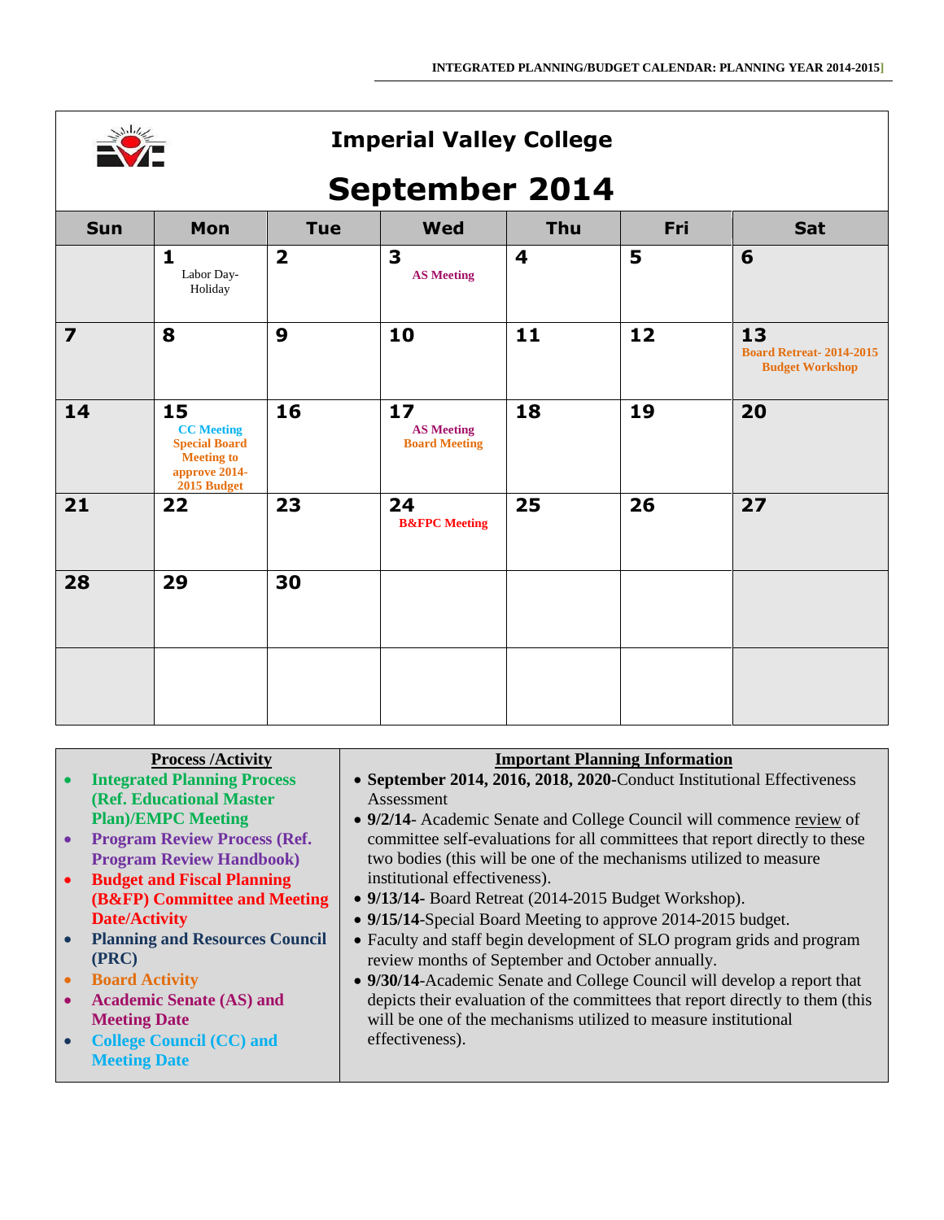# Imperial Valley College

## September 2014

| Sun | Mon | Tue | Wed | Thu | Fri | Sat |
|---|---|---|---|---|---|---|
| | **1** Labor Day-Holiday | **2** | **3** **AS Meeting** | **4** | **5** | **6** |
| **7** | **8** | **9** | **10** | **11** | **12** | **13** **Board Retreat- 2014-2015 Budget Workshop** |
| **14** | **15** **CC Meeting** **Special Board Meeting to approve 2014-2015 Budget** | **16** | **17** **AS Meeting** **Board Meeting** | **18** | **19** | **20** |
| **21** | **22** | **23** | **24** **B&FPC Meeting** | **25** | **26** | **27** |
| **28** | **29** | **30** | | | | |
| | | | | | | |

| Process /Activity | Important Planning Information |
|---|---|
| • **Integrated Planning Process (Ref. Educational Master Plan)/EMPC Meeting**<br>• **Program Review Process (Ref. Program Review Handbook)**<br>• **Budget and Fiscal Planning (B&FP) Committee and Meeting Date/Activity**<br>• **Planning and Resources Council (PRC)**<br>• **Board Activity**<br>• **Academic Senate (AS) and Meeting Date**<br>• **College Council (CC) and Meeting Date** | • **September 2014, 2016, 2018, 2020-**Conduct Institutional Effectiveness Assessment<br>• **9/2/14-** Academic Senate and College Council will commence review of committee self-evaluations for all committees that report directly to these two bodies (this will be one of the mechanisms utilized to measure institutional effectiveness).<br>• **9/13/14-** Board Retreat (2014-2015 Budget Workshop).<br>• **9/15/14**-Special Board Meeting to approve 2014-2015 budget.<br>• Faculty and staff begin development of SLO program grids and program review months of September and October annually.<br>• **9/30/14**-Academic Senate and College Council will develop a report that depicts their evaluation of the committees that report directly to them (this will be one of the mechanisms utilized to measure institutional effectiveness). |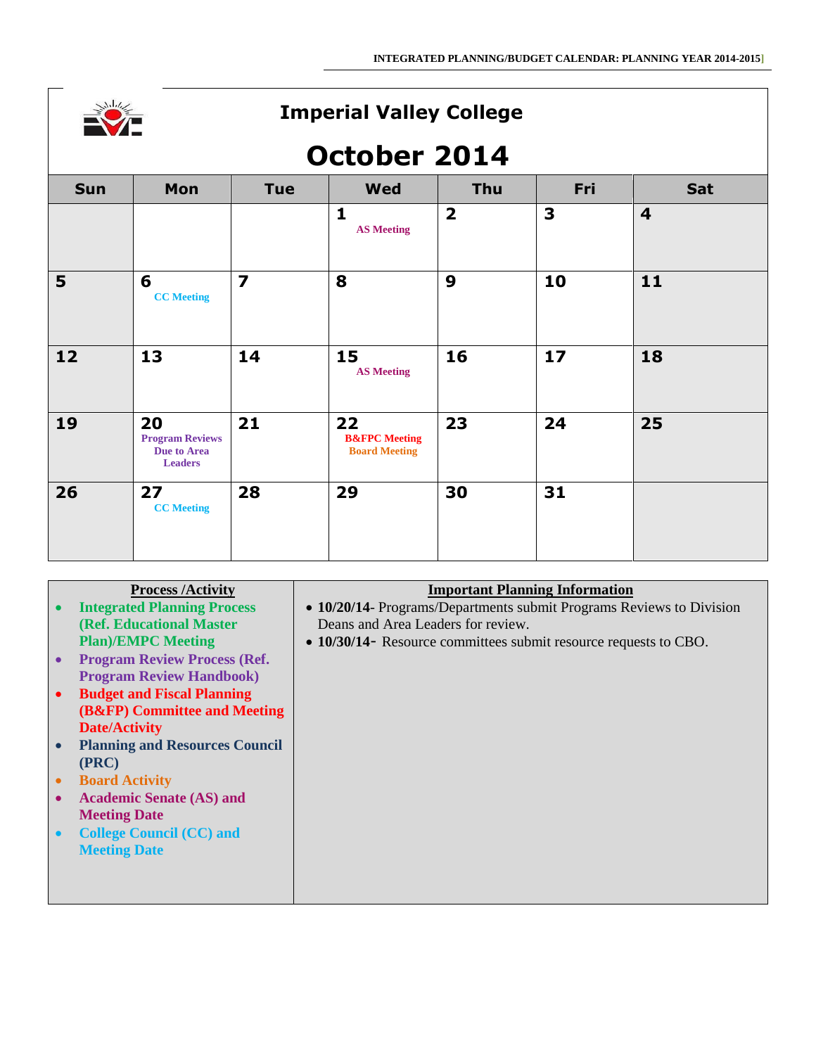# Imperial Valley College

## October 2014

| Sun | Mon | Tue | Wed | Thu | Fri | Sat |
|---|---|---|---|---|---|---|
| | | | 1 AS Meeting | 2 | 3 | 4 |
| 5 | 6 CC Meeting | 7 | 8 | 9 | 10 | 11 |
| 12 | 13 | 14 | 15 AS Meeting | 16 | 17 | 18 |
| 19 | 20 Program Reviews Due to Area Leaders | 21 | 22 B&FPC Meeting Board Meeting | 23 | 24 | 25 |
| 26 | 27 CC Meeting | 28 | 29 | 30 | 31 | |

| Process /Activity | Important Planning Information |
|---|---|
| • Integrated Planning Process (Ref. Educational Master Plan)/EMPC Meeting<br>• Program Review Process (Ref. Program Review Handbook)<br>• Budget and Fiscal Planning (B&FP) Committee and Meeting Date/Activity<br>• Planning and Resources Council (PRC)<br>• Board Activity<br>• Academic Senate (AS) and Meeting Date<br>• College Council (CC) and Meeting Date | • **10/20/14**- Programs/Departments submit Programs Reviews to Division Deans and Area Leaders for review.<br>• **10/30/14**- Resource committees submit resource requests to CBO. |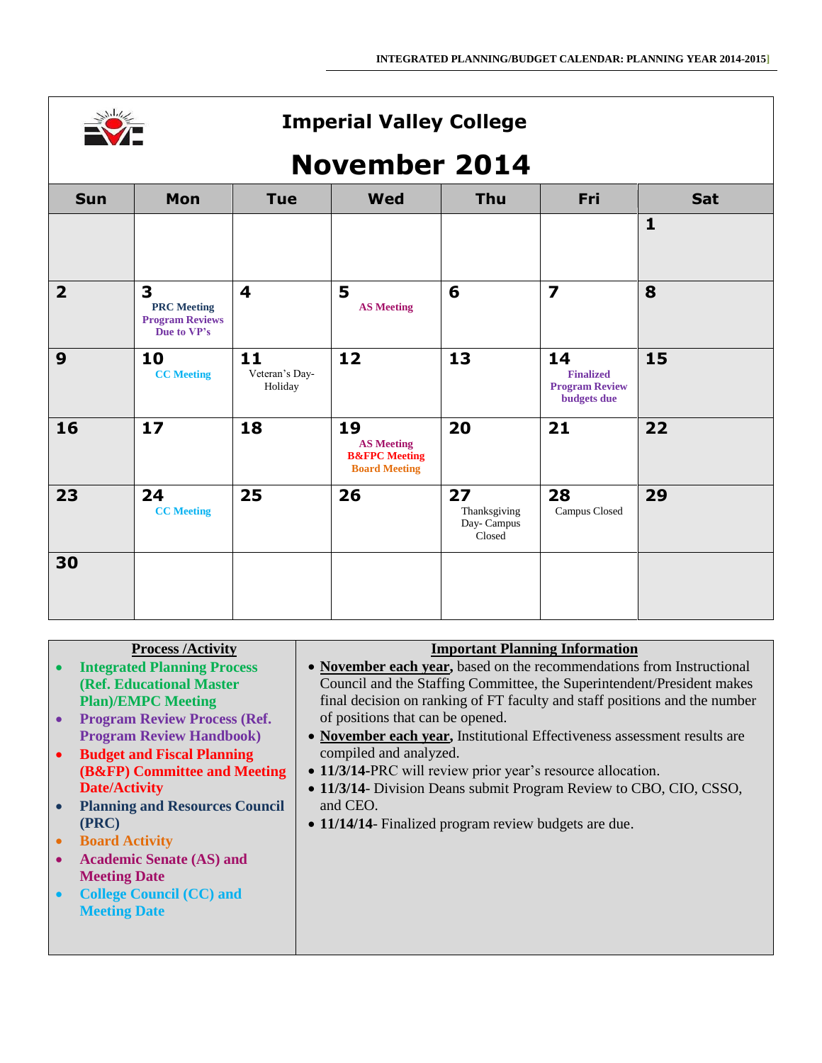# Imperial Valley College

## November 2014

| Sun | Mon | Tue | Wed | Thu | Fri | Sat |
|---|---|---|---|---|---|---|
| | | | | | | 1 |
| 2 | 3 PRC Meeting Program Reviews Due to VP's | 4 | 5 AS Meeting | 6 | 7 | 8 |
| 9 | 10 CC Meeting | 11 Veteran's Day-Holiday | 12 | 13 | 14 Finalized Program Review budgets due | 15 |
| 16 | 17 | 18 | 19 AS Meeting B&FPC Meeting Board Meeting | 20 | 21 | 22 |
| 23 | 24 CC Meeting | 25 | 26 | 27 Thanksgiving Day- Campus Closed | 28 Campus Closed | 29 |
| 30 | | | | | | |

**Process /Activity**

- Integrated Planning Process (Ref. Educational Master Plan)/EMPC Meeting
- Program Review Process (Ref. Program Review Handbook)
- Budget and Fiscal Planning (B&FP) Committee and Meeting Date/Activity
- Planning and Resources Council (PRC)
- Board Activity
- Academic Senate (AS) and Meeting Date
- College Council (CC) and Meeting Date

**Important Planning Information**

- **November each year,** based on the recommendations from Instructional Council and the Staffing Committee, the Superintendent/President makes final decision on ranking of FT faculty and staff positions and the number of positions that can be opened.
- **November each year,** Institutional Effectiveness assessment results are compiled and analyzed.
- **11/3/14**-PRC will review prior year's resource allocation.
- **11/3/14**- Division Deans submit Program Review to CBO, CIO, CSSO, and CEO.
- **11/14/14**- Finalized program review budgets are due.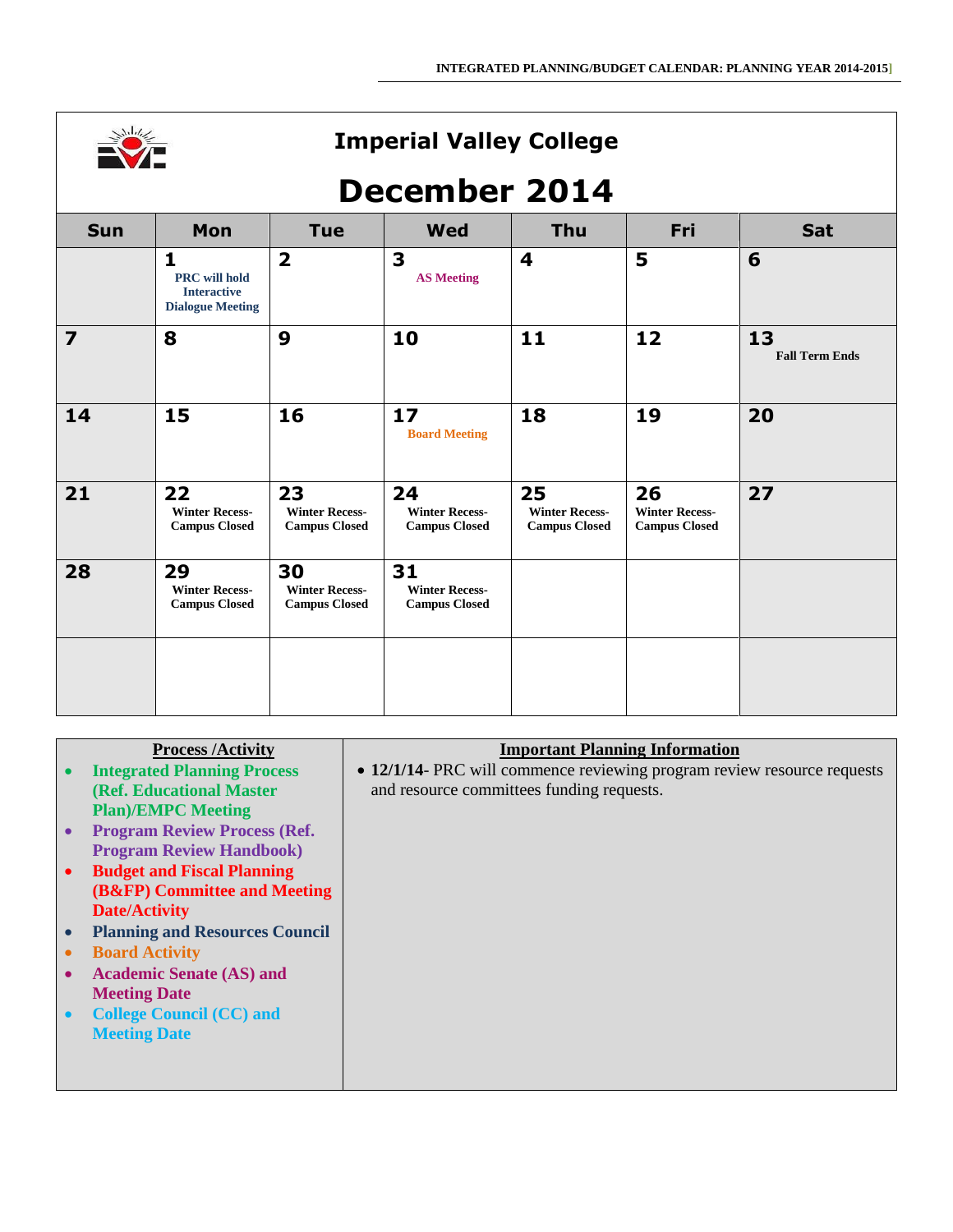# Imperial Valley College

## December 2014

| Sun | Mon | Tue | Wed | Thu | Fri | Sat |
|---|---|---|---|---|---|---|
| | **1** PRC will hold Interactive Dialogue Meeting | **2** | **3** AS Meeting | **4** | **5** | **6** |
| **7** | **8** | **9** | **10** | **11** | **12** | **13** Fall Term Ends |
| **14** | **15** | **16** | **17** Board Meeting | **18** | **19** | **20** |
| **21** | **22** Winter Recess-Campus Closed | **23** Winter Recess-Campus Closed | **24** Winter Recess-Campus Closed | **25** Winter Recess-Campus Closed | **26** Winter Recess-Campus Closed | **27** |
| **28** | **29** Winter Recess-Campus Closed | **30** Winter Recess-Campus Closed | **31** Winter Recess-Campus Closed | | | |
| | | | | | | |

| Process /Activity | Important Planning Information |
|---|---|
| • Integrated Planning Process (Ref. Educational Master Plan)/EMPC Meeting<br>• Program Review Process (Ref. Program Review Handbook)<br>• Budget and Fiscal Planning (B&FP) Committee and Meeting Date/Activity<br>• Planning and Resources Council<br>• Board Activity<br>• Academic Senate (AS) and Meeting Date<br>• College Council (CC) and Meeting Date | • **12/1/14**- PRC will commence reviewing program review resource requests and resource committees funding requests. |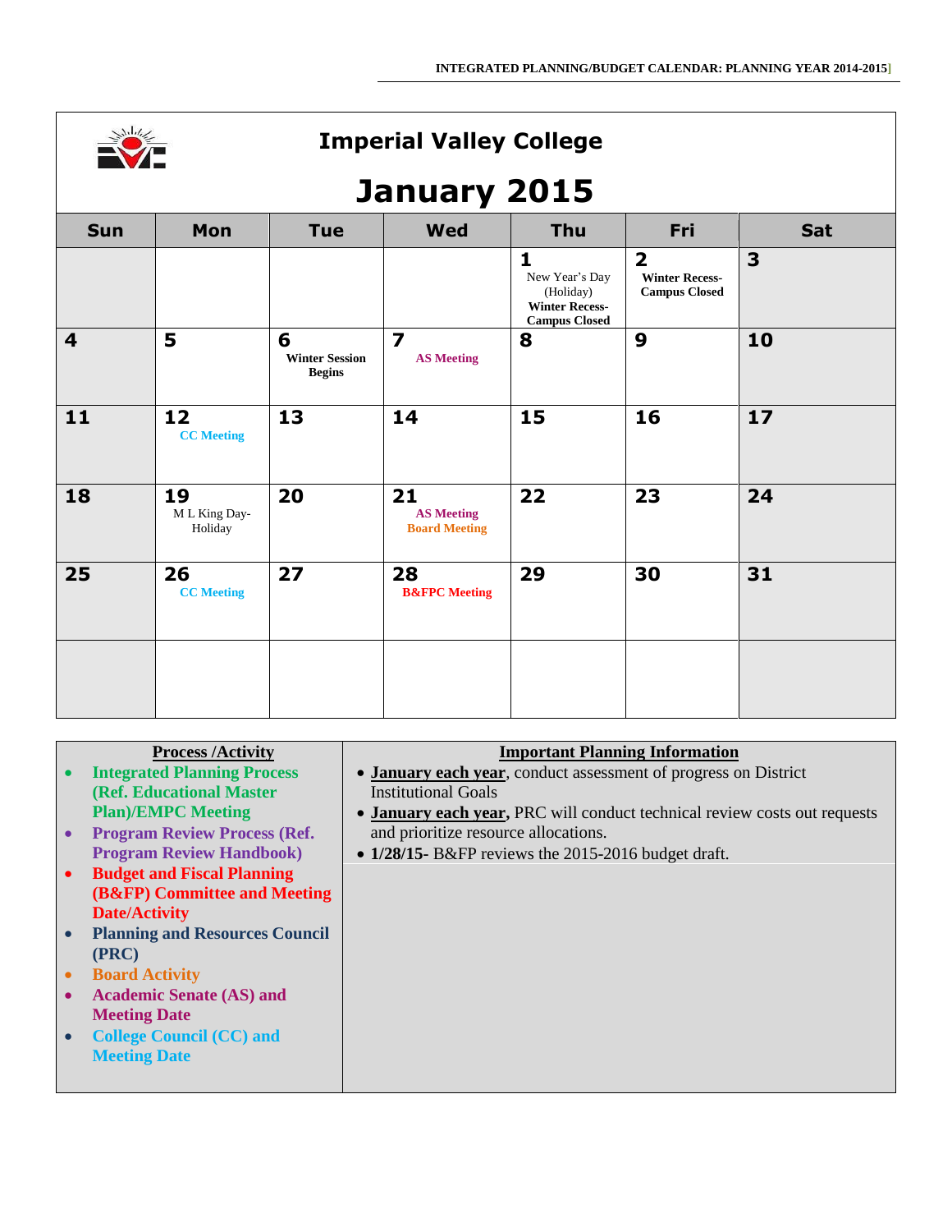# Imperial Valley College

## January 2015

| Sun | Mon | Tue | Wed | Thu | Fri | Sat |
|---|---|---|---|---|---|---|
| | | | | **1** New Year's Day (Holiday) **Winter Recess- Campus Closed** | **2** **Winter Recess- Campus Closed** | **3** |
| **4** | **5** | **6** **Winter Session Begins** | **7** **AS Meeting** | **8** | **9** | **10** |
| **11** | **12** **CC Meeting** | **13** | **14** | **15** | **16** | **17** |
| **18** | **19** M L King Day- Holiday | **20** | **21** **AS Meeting** **Board Meeting** | **22** | **23** | **24** |
| **25** | **26** **CC Meeting** | **27** | **28** **B&FPC Meeting** | **29** | **30** | **31** |
| | | | | | | |

| Process /Activity | Important Planning Information |
|---|---|
| • **Integrated Planning Process (Ref. Educational Master Plan)/EMPC Meeting**<br>• **Program Review Process (Ref. Program Review Handbook)**<br>• **Budget and Fiscal Planning (B&FP) Committee and Meeting Date/Activity**<br>• **Planning and Resources Council (PRC)**<br>• **Board Activity**<br>• **Academic Senate (AS) and Meeting Date**<br>• **College Council (CC) and Meeting Date** | • **January each year**, conduct assessment of progress on District Institutional Goals<br>• **January each year,** PRC will conduct technical review costs out requests and prioritize resource allocations.<br>• **1/28/15-** B&FP reviews the 2015-2016 budget draft. |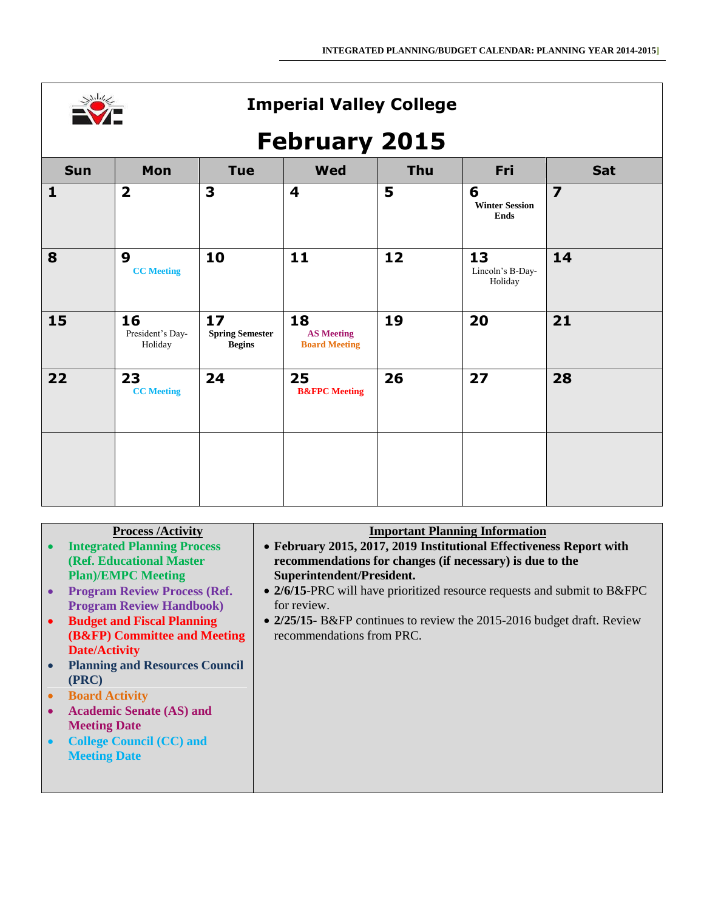# Imperial Valley College

## February 2015

| Sun | Mon | Tue | Wed | Thu | Fri | Sat |
|---|---|---|---|---|---|---|
| 1 | 2 | 3 | 4 | 5 | 6 **Winter Session Ends** | 7 |
| 8 | 9 CC Meeting | 10 | 11 | 12 | 13 Lincoln's B-Day-Holiday | 14 |
| 15 | 16 President's Day-Holiday | 17 **Spring Semester Begins** | 18 AS Meeting Board Meeting | 19 | 20 | 21 |
| 22 | 23 CC Meeting | 24 | 25 B&FPC Meeting | 26 | 27 | 28 |
| | | | | | | |

| Process /Activity | Important Planning Information |
|---|---|
| • Integrated Planning Process (Ref. Educational Master Plan)/EMPC Meeting<br>• Program Review Process (Ref. Program Review Handbook)<br>• Budget and Fiscal Planning (B&FP) Committee and Meeting Date/Activity<br>• Planning and Resources Council (PRC)<br>• Board Activity<br>• Academic Senate (AS) and Meeting Date<br>• College Council (CC) and Meeting Date | • **February 2015, 2017, 2019 Institutional Effectiveness Report with recommendations for changes (if necessary) is due to the Superintendent/President.**<br>• **2/6/15**-PRC will have prioritized resource requests and submit to B&FPC for review.<br>• **2/25/15-** B&FP continues to review the 2015-2016 budget draft. Review recommendations from PRC. |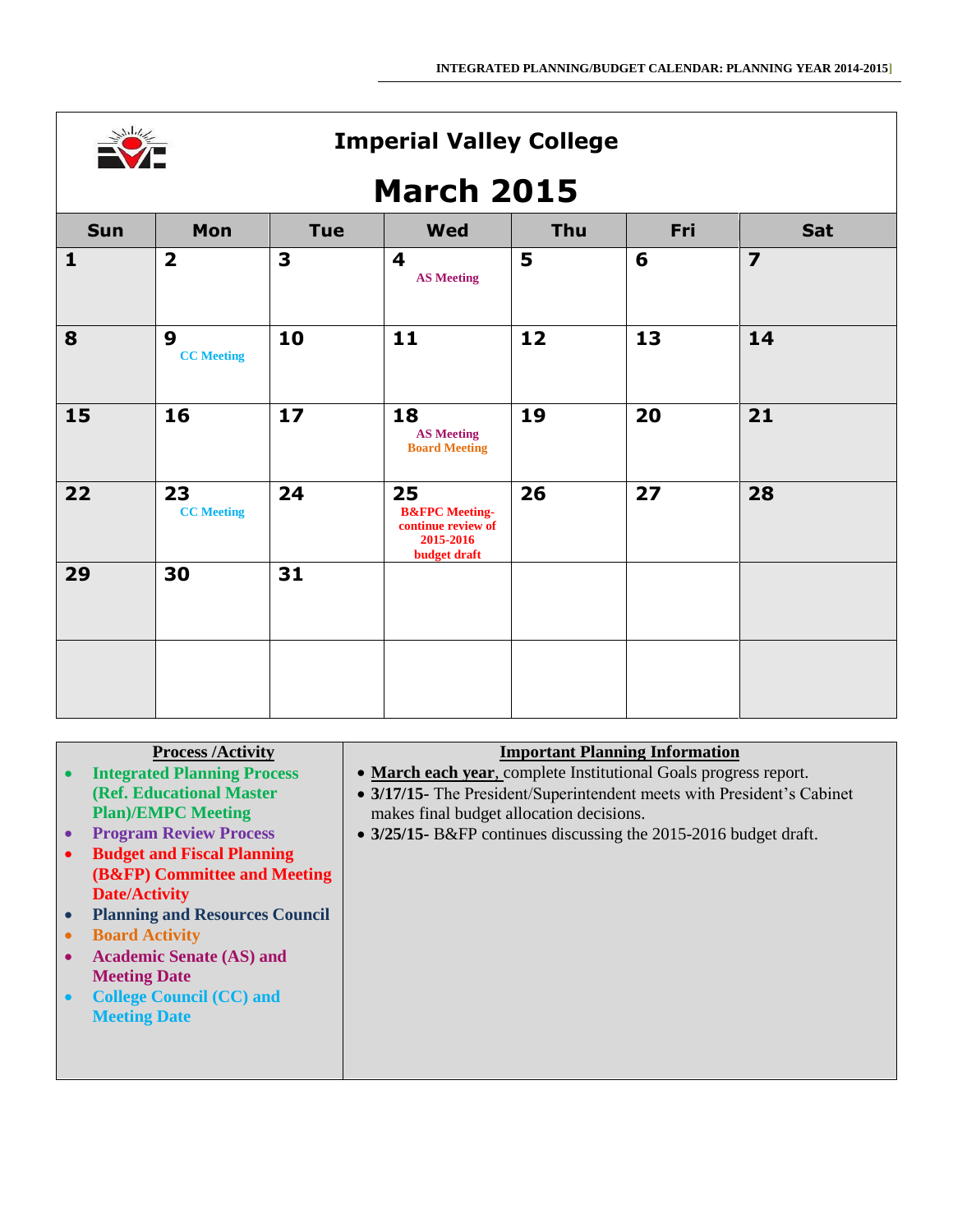# Imperial Valley College

## March 2015

| Sun | Mon | Tue | Wed | Thu | Fri | Sat |
|---|---|---|---|---|---|---|
| 1 | 2 | 3 | 4 AS Meeting | 5 | 6 | 7 |
| 8 | 9 CC Meeting | 10 | 11 | 12 | 13 | 14 |
| 15 | 16 | 17 | 18 AS Meeting Board Meeting | 19 | 20 | 21 |
| 22 | 23 CC Meeting | 24 | 25 B&FPC Meeting- continue review of 2015-2016 budget draft | 26 | 27 | 28 |
| 29 | 30 | 31 | | | | |
| | | | | | | |

| Process /Activity | Important Planning Information |
|---|---|
| • Integrated Planning Process (Ref. Educational Master Plan)/EMPC Meeting<br>• Program Review Process<br>• Budget and Fiscal Planning (B&FP) Committee and Meeting Date/Activity<br>• Planning and Resources Council<br>• Board Activity<br>• Academic Senate (AS) and Meeting Date<br>• College Council (CC) and Meeting Date | • **March each year**, complete Institutional Goals progress report.<br>• **3/17/15-** The President/Superintendent meets with President's Cabinet makes final budget allocation decisions.<br>• **3/25/15-** B&FP continues discussing the 2015-2016 budget draft. |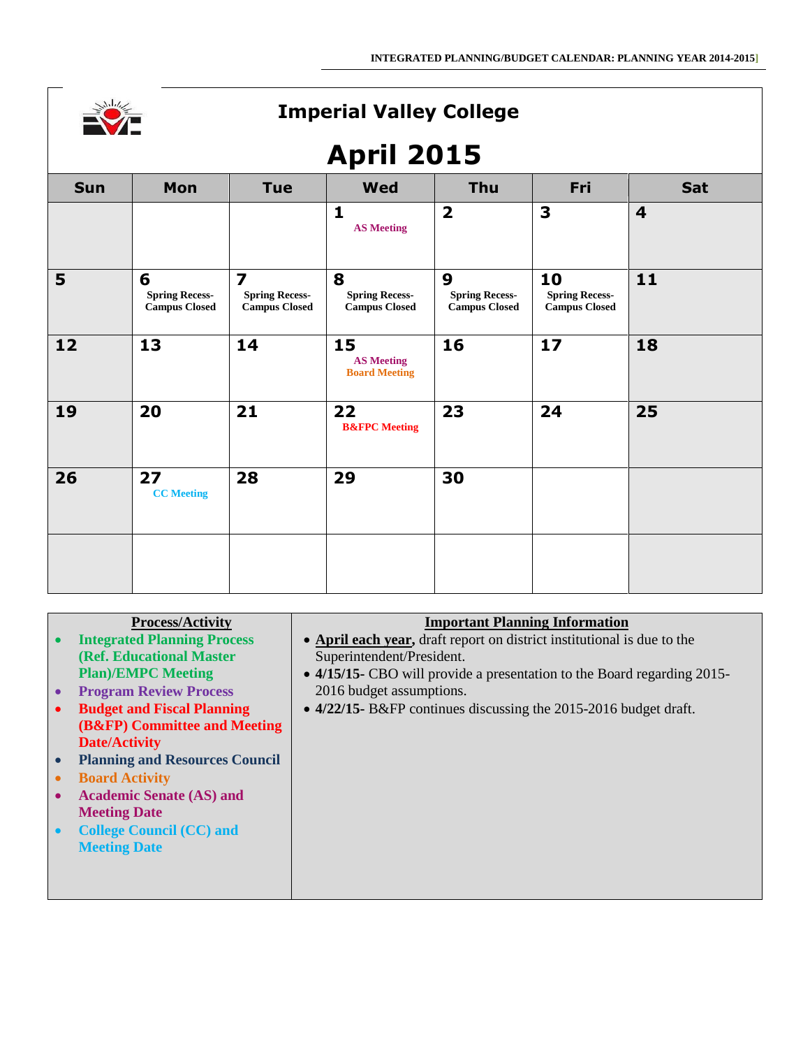# Imperial Valley College

## April 2015

| Sun | Mon | Tue | Wed | Thu | Fri | Sat |
|---|---|---|---|---|---|---|
| | | | 1 AS Meeting | 2 | 3 | 4 |
| 5 | 6 Spring Recess- Campus Closed | 7 Spring Recess- Campus Closed | 8 Spring Recess- Campus Closed | 9 Spring Recess- Campus Closed | 10 Spring Recess- Campus Closed | 11 |
| 12 | 13 | 14 | 15 AS Meeting Board Meeting | 16 | 17 | 18 |
| 19 | 20 | 21 | 22 B&FPC Meeting | 23 | 24 | 25 |
| 26 | 27 CC Meeting | 28 | 29 | 30 | | |
| | | | | | | |

| Process/Activity | Important Planning Information |
|---|---|
| • Integrated Planning Process (Ref. Educational Master Plan)/EMPC Meeting<br>• Program Review Process<br>• Budget and Fiscal Planning (B&FP) Committee and Meeting Date/Activity<br>• Planning and Resources Council<br>• Board Activity<br>• Academic Senate (AS) and Meeting Date<br>• College Council (CC) and Meeting Date | • **April each year,** draft report on district institutional is due to the Superintendent/President.<br>• **4/15/15-** CBO will provide a presentation to the Board regarding 2015-2016 budget assumptions.<br>• **4/22/15-** B&FP continues discussing the 2015-2016 budget draft. |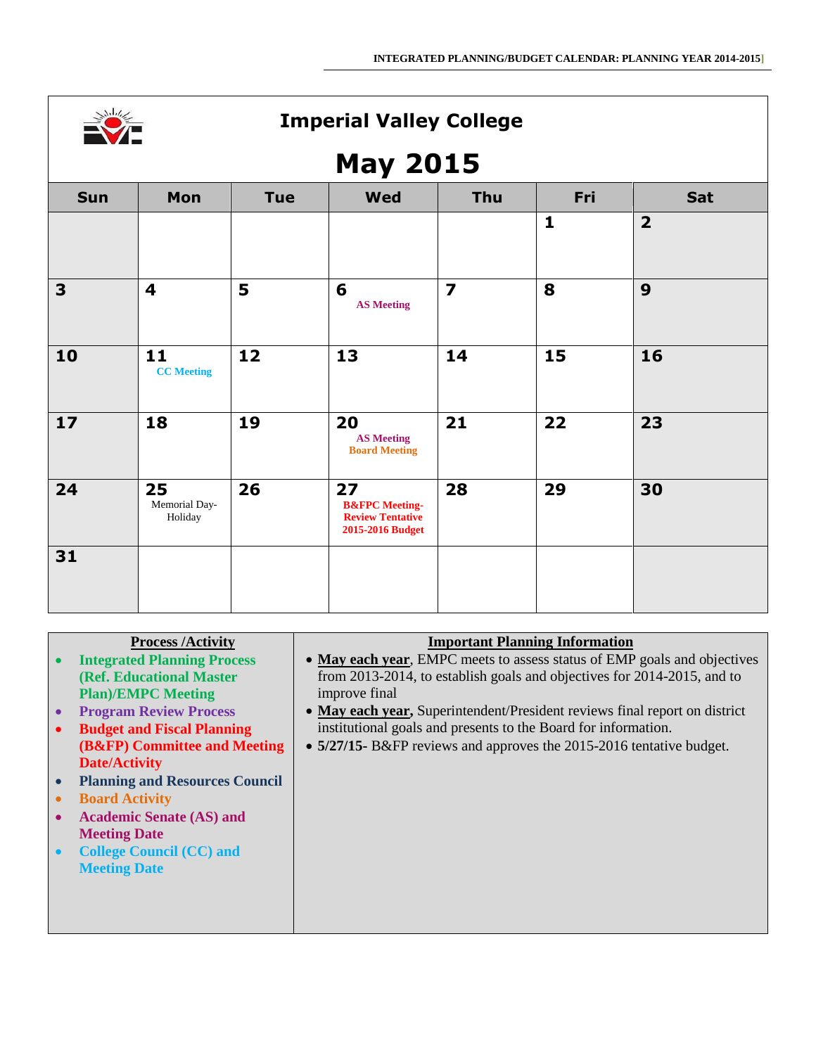# Imperial Valley College

## May 2015

| Sun | Mon | Tue | Wed | Thu | Fri | Sat |
|---|---|---|---|---|---|---|
| | | | | | 1 | 2 |
| 3 | 4 | 5 | 6 AS Meeting | 7 | 8 | 9 |
| 10 | 11 CC Meeting | 12 | 13 | 14 | 15 | 16 |
| 17 | 18 | 19 | 20 AS Meeting Board Meeting | 21 | 22 | 23 |
| 24 | 25 Memorial Day-Holiday | 26 | 27 **B&FPC Meeting-Review Tentative 2015-2016 Budget** | 28 | 29 | 30 |
| 31 | | | | | | |

| Process /Activity | Important Planning Information |
|---|---|
| • **Integrated Planning Process (Ref. Educational Master Plan)/EMPC Meeting**<br>• **Program Review Process**<br>• **Budget and Fiscal Planning (B&FP) Committee and Meeting Date/Activity**<br>• **Planning and Resources Council**<br>• **Board Activity**<br>• **Academic Senate (AS) and Meeting Date**<br>• **College Council (CC) and Meeting Date** | • **May each year**, EMPC meets to assess status of EMP goals and objectives from 2013-2014, to establish goals and objectives for 2014-2015, and to improve final<br>• **May each year,** Superintendent/President reviews final report on district institutional goals and presents to the Board for information.<br>• **5/27/15-** B&FP reviews and approves the 2015-2016 tentative budget. |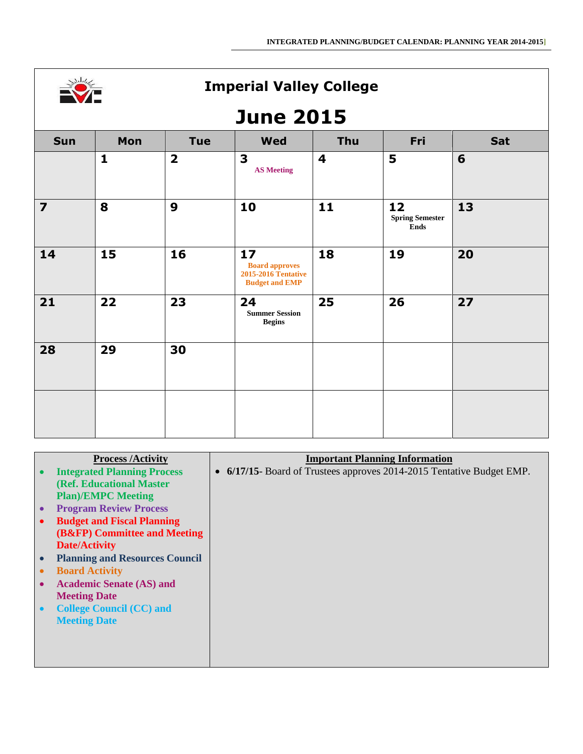# Imperial Valley College

## June 2015

| Sun | Mon | Tue | Wed | Thu | Fri | Sat |
|---|---|---|---|---|---|---|
| | 1 | 2 | 3 **AS Meeting** | 4 | 5 | 6 |
| 7 | 8 | 9 | 10 | 11 | 12 **Spring Semester Ends** | 13 |
| 14 | 15 | 16 | 17 **Board approves 2015-2016 Tentative Budget and EMP** | 18 | 19 | 20 |
| 21 | 22 | 23 | 24 **Summer Session Begins** | 25 | 26 | 27 |
| 28 | 29 | 30 | | | | |
| | | | | | | |

| **Process /Activity** | **Important Planning Information** |
|---|---|
| • **Integrated Planning Process (Ref. Educational Master Plan)/EMPC Meeting**<br>• **Program Review Process**<br>• **Budget and Fiscal Planning (B&FP) Committee and Meeting Date/Activity**<br>• **Planning and Resources Council**<br>• **Board Activity**<br>• **Academic Senate (AS) and Meeting Date**<br>• **College Council (CC) and Meeting Date** | • **6/17/15-** Board of Trustees approves 2014-2015 Tentative Budget EMP. |